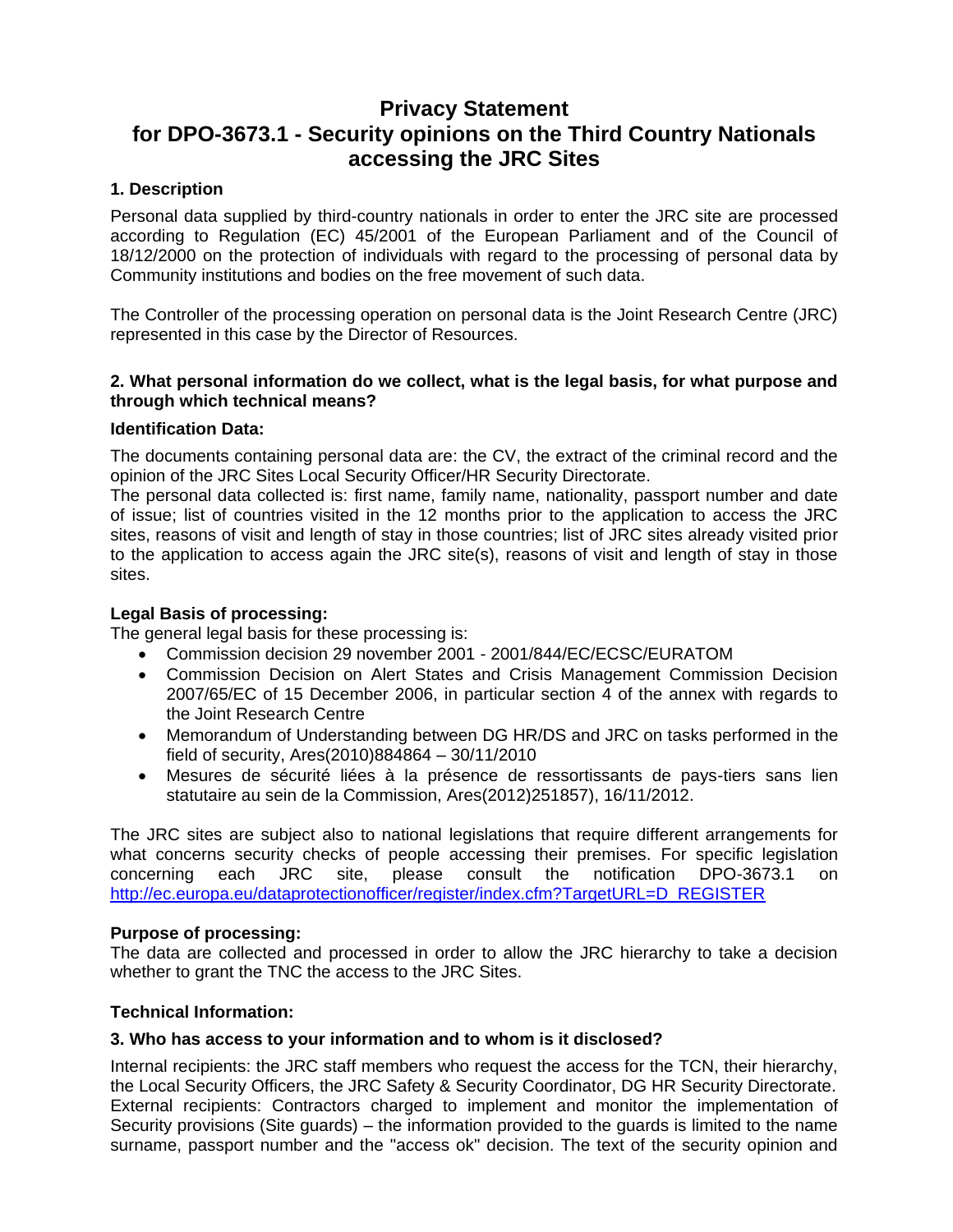# Privacy Statement
# for DPO-3673.1 - Security opinions on the Third Country Nationals accessing the JRC Sites

## 1. Description

Personal data supplied by third-country nationals in order to enter the JRC site are processed according to Regulation (EC) 45/2001 of the European Parliament and of the Council of 18/12/2000 on the protection of individuals with regard to the processing of personal data by Community institutions and bodies on the free movement of such data.

The Controller of the processing operation on personal data is the Joint Research Centre (JRC) represented in this case by the Director of Resources.

## 2. What personal information do we collect, what is the legal basis, for what purpose and through which technical means?

### Identification Data:

The documents containing personal data are: the CV, the extract of the criminal record and the opinion of the JRC Sites Local Security Officer/HR Security Directorate.
The personal data collected is: first name, family name, nationality, passport number and date of issue; list of countries visited in the 12 months prior to the application to access the JRC sites, reasons of visit and length of stay in those countries; list of JRC sites already visited prior to the application to access again the JRC site(s), reasons of visit and length of stay in those sites.

### Legal Basis of processing:

The general legal basis for these processing is:

- Commission decision 29 november 2001 - 2001/844/EC/ECSC/EURATOM
- Commission Decision on Alert States and Crisis Management Commission Decision 2007/65/EC of 15 December 2006, in particular section 4 of the annex with regards to the Joint Research Centre
- Memorandum of Understanding between DG HR/DS and JRC on tasks performed in the field of security, Ares(2010)884864 – 30/11/2010
- Mesures de sécurité liées à la présence de ressortissants de pays-tiers sans lien statutaire au sein de la Commission, Ares(2012)251857), 16/11/2012.

The JRC sites are subject also to national legislations that require different arrangements for what concerns security checks of people accessing their premises. For specific legislation concerning each JRC site, please consult the notification DPO-3673.1 on http://ec.europa.eu/dataprotectionofficer/register/index.cfm?TargetURL=D_REGISTER

### Purpose of processing:

The data are collected and processed in order to allow the JRC hierarchy to take a decision whether to grant the TNC the access to the JRC Sites.

### Technical Information:

## 3. Who has access to your information and to whom is it disclosed?

Internal recipients: the JRC staff members who request the access for the TCN, their hierarchy, the Local Security Officers, the JRC Safety & Security Coordinator, DG HR Security Directorate.
External recipients: Contractors charged to implement and monitor the implementation of Security provisions (Site guards) – the information provided to the guards is limited to the name surname, passport number and the "access ok" decision. The text of the security opinion and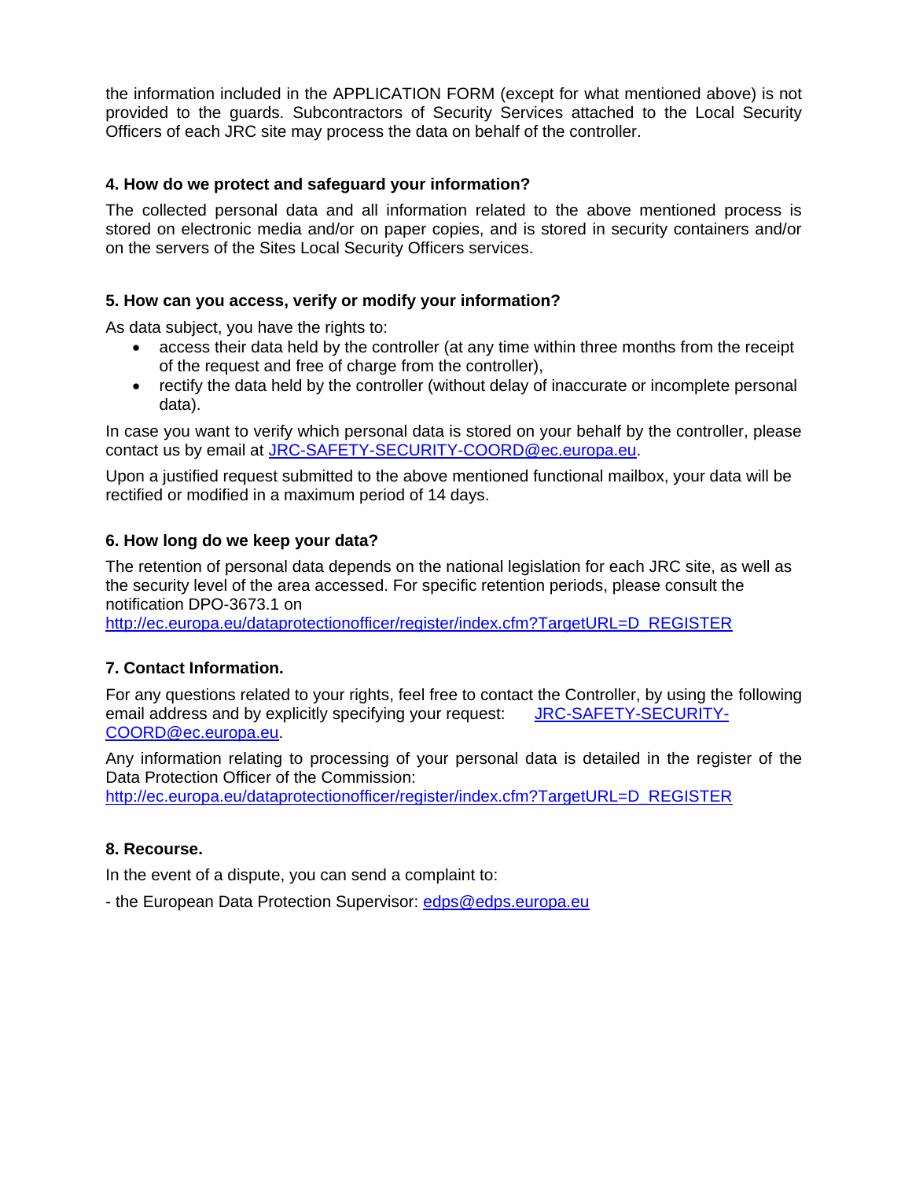the information included in the APPLICATION FORM (except for what mentioned above) is not provided to the guards. Subcontractors of Security Services attached to the Local Security Officers of each JRC site may process the data on behalf of the controller.

**4. How do we protect and safeguard your information?**

The collected personal data and all information related to the above mentioned process is stored on electronic media and/or on paper copies, and is stored in security containers and/or on the servers of the Sites Local Security Officers services.

**5. How can you access, verify or modify your information?**

As data subject, you have the rights to:

- access their data held by the controller (at any time within three months from the receipt of the request and free of charge from the controller),
- rectify the data held by the controller (without delay of inaccurate or incomplete personal data).

In case you want to verify which personal data is stored on your behalf by the controller, please contact us by email at JRC-SAFETY-SECURITY-COORD@ec.europa.eu.

Upon a justified request submitted to the above mentioned functional mailbox, your data will be rectified or modified in a maximum period of 14 days.

**6. How long do we keep your data?**

The retention of personal data depends on the national legislation for each JRC site, as well as the security level of the area accessed. For specific retention periods, please consult the notification DPO-3673.1 on http://ec.europa.eu/dataprotectionofficer/register/index.cfm?TargetURL=D_REGISTER

**7. Contact Information.**

For any questions related to your rights, feel free to contact the Controller, by using the following email address and by explicitly specifying your request: JRC-SAFETY-SECURITY-COORD@ec.europa.eu.

Any information relating to processing of your personal data is detailed in the register of the Data Protection Officer of the Commission: http://ec.europa.eu/dataprotectionofficer/register/index.cfm?TargetURL=D_REGISTER

**8. Recourse.**

In the event of a dispute, you can send a complaint to:

- the European Data Protection Supervisor: edps@edps.europa.eu